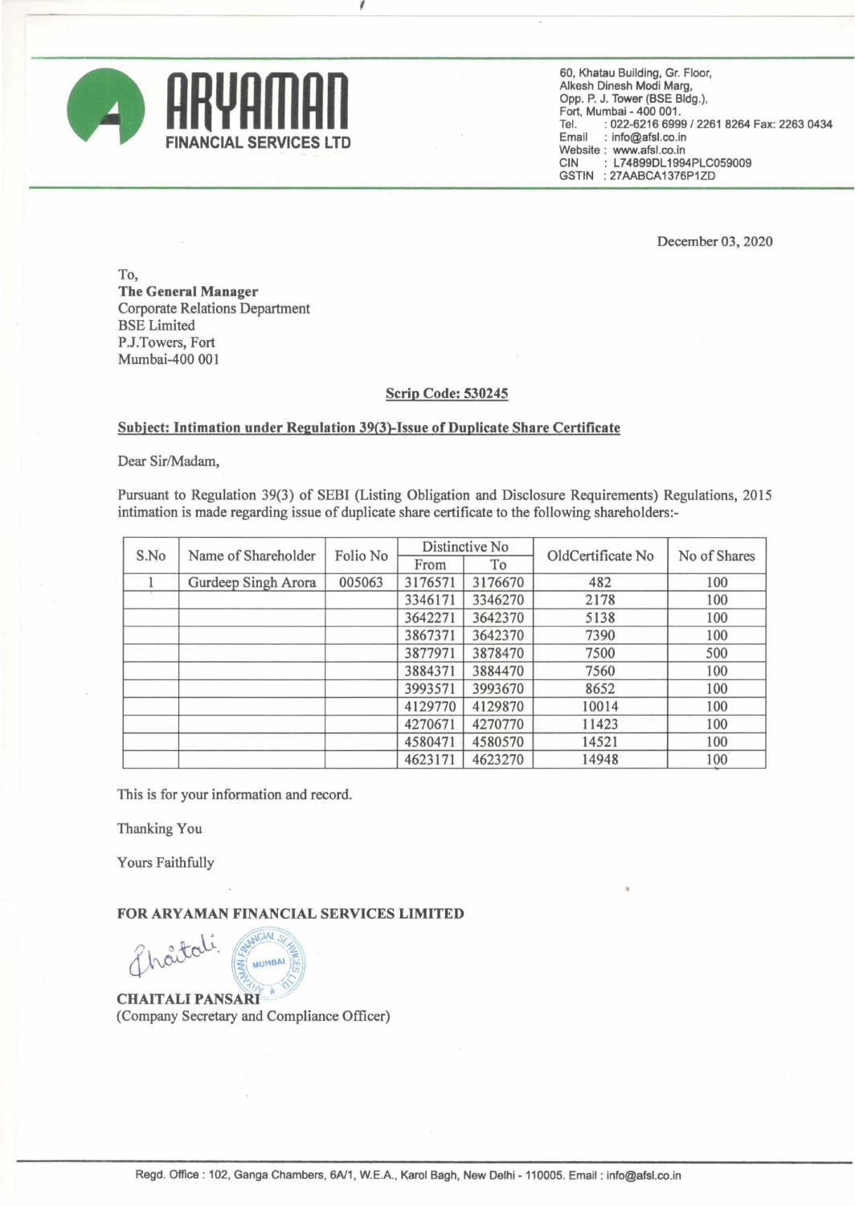**ARYAMAN FINANCIAL SERVICES LTD**

60, Khatau Building, Gr. Floor,
Alkesh Dinesh Modi Marg,
Opp. P. J. Tower (BSE Bldg.),
Fort, Mumbai - 400 001.
Tel. : 022-6216 6999 / 2261 8264 Fax: 2263 0434
Email : info@afsl.co.in
Website : www.afsl.co.in
CIN : L74899DL1994PLC059009
GSTIN : 27AABCA1376P1ZD

December 03, 2020

To,
**The General Manager**
Corporate Relations Department
BSE Limited
P.J.Towers, Fort
Mumbai-400 001

**Scrip Code: 530245**

**Subject: Intimation under Regulation 39(3)-Issue of Duplicate Share Certificate**

Dear Sir/Madam,

Pursuant to Regulation 39(3) of SEBI (Listing Obligation and Disclosure Requirements) Regulations, 2015 intimation is made regarding issue of duplicate share certificate to the following shareholders:-

| S.No | Name of Shareholder | Folio No | Distinctive No | | OldCertificate No | No of Shares |
|---|---|---|---|---|---|---|
| | | | From | To | | |
| 1 | Gurdeep Singh Arora | 005063 | 3176571 | 3176670 | 482 | 100 |
| | | | 3346171 | 3346270 | 2178 | 100 |
| | | | 3642271 | 3642370 | 5138 | 100 |
| | | | 3867371 | 3642370 | 7390 | 100 |
| | | | 3877971 | 3878470 | 7500 | 500 |
| | | | 3884371 | 3884470 | 7560 | 100 |
| | | | 3993571 | 3993670 | 8652 | 100 |
| | | | 4129770 | 4129870 | 10014 | 100 |
| | | | 4270671 | 4270770 | 11423 | 100 |
| | | | 4580471 | 4580570 | 14521 | 100 |
| | | | 4623171 | 4623270 | 14948 | 100 |

This is for your information and record.

Thanking You

Yours Faithfully

**FOR ARYAMAN FINANCIAL SERVICES LIMITED**

**CHAITALI PANSARI**
(Company Secretary and Compliance Officer)

Regd. Office : 102, Ganga Chambers, 6A/1, W.E.A., Karol Bagh, New Delhi - 110005. Email : info@afsl.co.in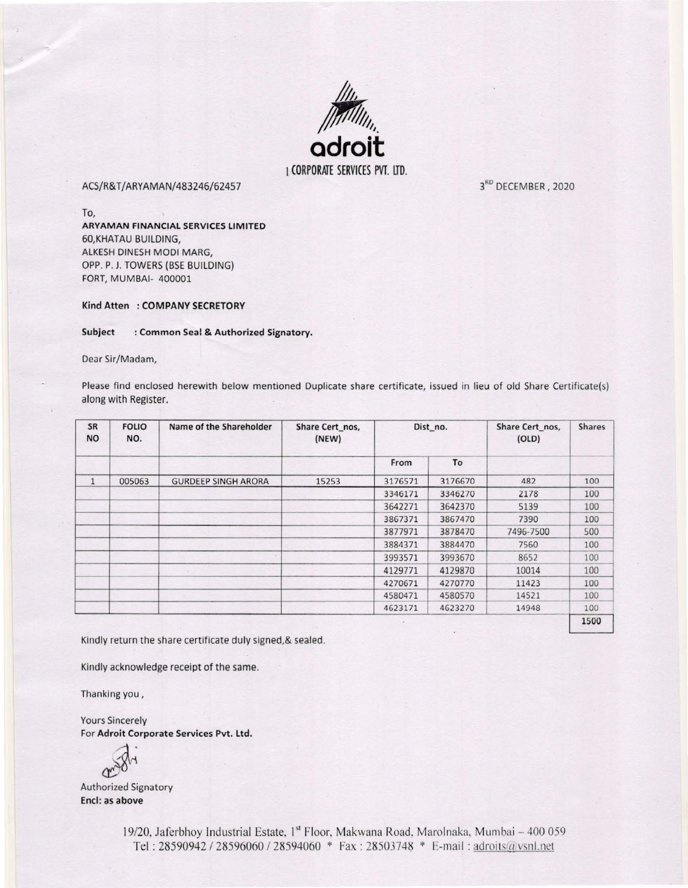adroit

CORPORATE SERVICES PVT. LTD.

ACS/R&T/ARYAMAN/483246/62457

3RD DECEMBER, 2020

To,

**ARYAMAN FINANCIAL SERVICES LIMITED**
60,KHATAU BUILDING,
ALKESH DINESH MODI MARG,
OPP. P. J. TOWERS (BSE BUILDING)
FORT, MUMBAI- 400001

**Kind Atten : COMPANY SECRETORY**

**Subject : Common Seal & Authorized Signatory.**

Dear Sir/Madam,

Please find enclosed herewith below mentioned Duplicate share certificate, issued in lieu of old Share Certificate(s) along with Register.

| SR NO | FOLIO NO. | Name of the Shareholder | Share Cert_nos, (NEW) | Dist_no. | | Share Cert_nos, (OLD) | Shares |
|---|---|---|---|---|---|---|---|
| | | | | From | To | | |
| 1 | 005063 | GURDEEP SINGH ARORA | 15253 | 3176571 | 3176670 | 482 | 100 |
| | | | | 3346171 | 3346270 | 2178 | 100 |
| | | | | 3642271 | 3642370 | 5139 | 100 |
| | | | | 3867371 | 3867470 | 7390 | 100 |
| | | | | 3877971 | 3878470 | 7496-7500 | 500 |
| | | | | 3884371 | 3884470 | 7560 | 100 |
| | | | | 3993571 | 3993670 | 8652 | 100 |
| | | | | 4129771 | 4129870 | 10014 | 100 |
| | | | | 4270671 | 4270770 | 11423 | 100 |
| | | | | 4580471 | 4580570 | 14521 | 100 |
| | | | | 4623171 | 4623270 | 14948 | 100 |
| | | | | | | | 1500 |

Kindly return the share certificate duly signed,& sealed.

Kindly acknowledge receipt of the same.

Thanking you,

Yours Sincerely
For **Adroit Corporate Services Pvt. Ltd.**

Authorized Signatory
**Encl: as above**

19/20, Jaferbhoy Industrial Estate, 1st Floor, Makwana Road, Marolnaka, Mumbai – 400 059
Tel : 28590942 / 28596060 / 28594060 * Fax : 28503748 * E-mail : adroits@vsnl.net